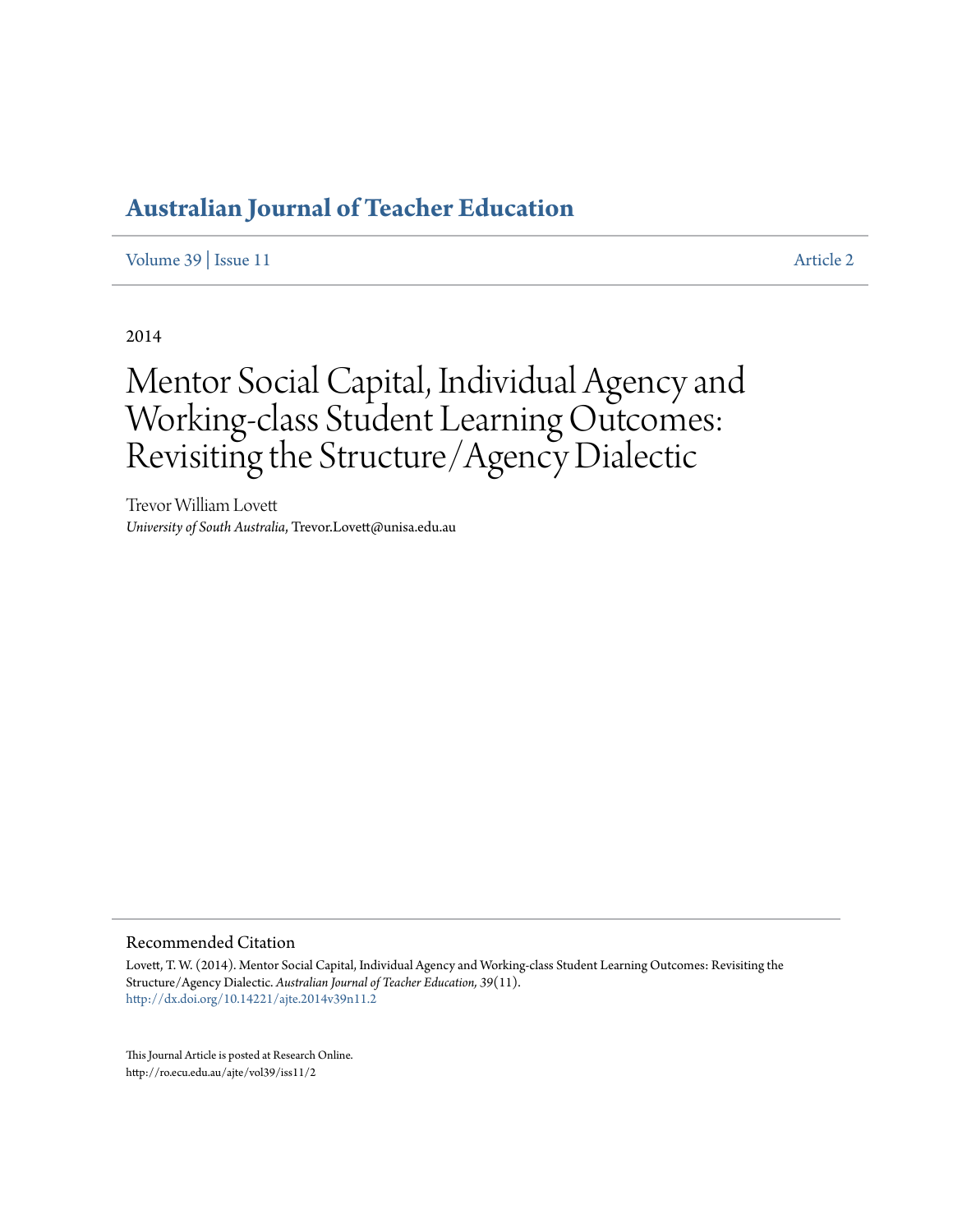# Australian Journal of Teacher Education

Volume 39 | Issue 11 Article 2

2014

# Mentor Social Capital, Individual Agency and Working-class Student Learning Outcomes: Revisiting the Structure/Agency Dialectic

Trevor William Lovett  
*University of South Australia*, Trevor.Lovett@unisa.edu.au

## Recommended Citation

Lovett, T. W. (2014). Mentor Social Capital, Individual Agency and Working-class Student Learning Outcomes: Revisiting the Structure/Agency Dialectic. *Australian Journal of Teacher Education, 39*(11).  
http://dx.doi.org/10.14221/ajte.2014v39n11.2

This Journal Article is posted at Research Online.  
http://ro.ecu.edu.au/ajte/vol39/iss11/2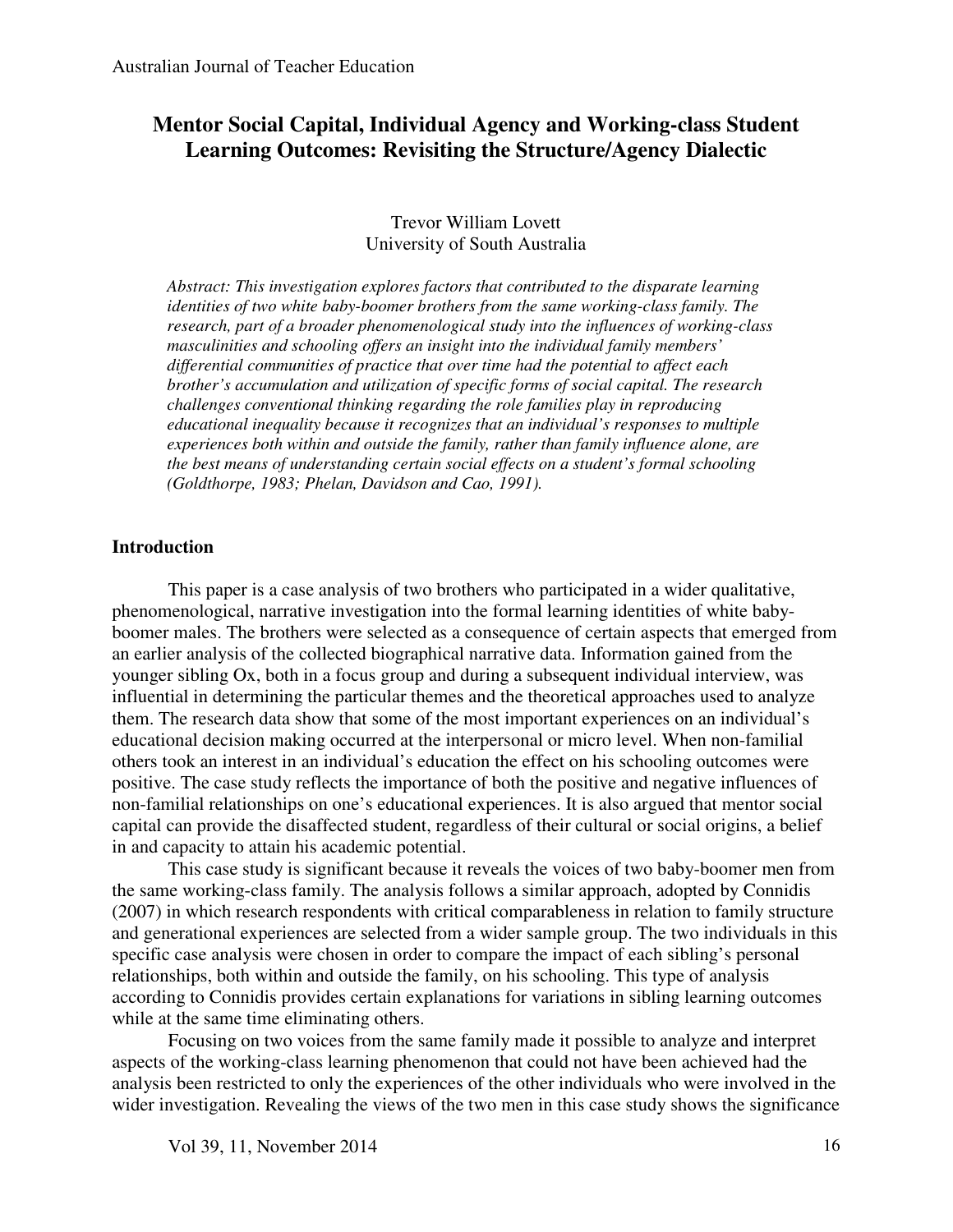# Mentor Social Capital, Individual Agency and Working-class Student Learning Outcomes: Revisiting the Structure/Agency Dialectic

Trevor William Lovett
University of South Australia

*Abstract: This investigation explores factors that contributed to the disparate learning identities of two white baby-boomer brothers from the same working-class family. The research, part of a broader phenomenological study into the influences of working-class masculinities and schooling offers an insight into the individual family members' differential communities of practice that over time had the potential to affect each brother's accumulation and utilization of specific forms of social capital. The research challenges conventional thinking regarding the role families play in reproducing educational inequality because it recognizes that an individual's responses to multiple experiences both within and outside the family, rather than family influence alone, are the best means of understanding certain social effects on a student's formal schooling (Goldthorpe, 1983; Phelan, Davidson and Cao, 1991).*

## Introduction

This paper is a case analysis of two brothers who participated in a wider qualitative, phenomenological, narrative investigation into the formal learning identities of white baby-boomer males. The brothers were selected as a consequence of certain aspects that emerged from an earlier analysis of the collected biographical narrative data. Information gained from the younger sibling Ox, both in a focus group and during a subsequent individual interview, was influential in determining the particular themes and the theoretical approaches used to analyze them. The research data show that some of the most important experiences on an individual's educational decision making occurred at the interpersonal or micro level. When non-familial others took an interest in an individual's education the effect on his schooling outcomes were positive. The case study reflects the importance of both the positive and negative influences of non-familial relationships on one's educational experiences. It is also argued that mentor social capital can provide the disaffected student, regardless of their cultural or social origins, a belief in and capacity to attain his academic potential.

This case study is significant because it reveals the voices of two baby-boomer men from the same working-class family. The analysis follows a similar approach, adopted by Connidis (2007) in which research respondents with critical comparableness in relation to family structure and generational experiences are selected from a wider sample group. The two individuals in this specific case analysis were chosen in order to compare the impact of each sibling's personal relationships, both within and outside the family, on his schooling. This type of analysis according to Connidis provides certain explanations for variations in sibling learning outcomes while at the same time eliminating others.

Focusing on two voices from the same family made it possible to analyze and interpret aspects of the working-class learning phenomenon that could not have been achieved had the analysis been restricted to only the experiences of the other individuals who were involved in the wider investigation. Revealing the views of the two men in this case study shows the significance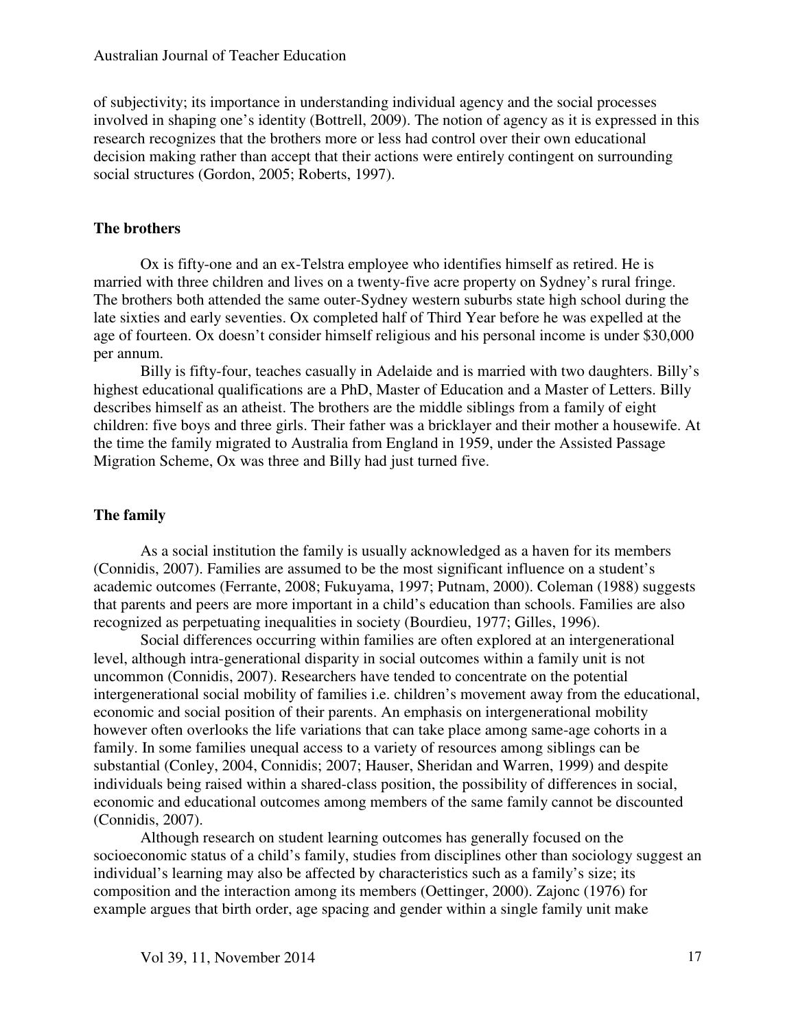of subjectivity; its importance in understanding individual agency and the social processes involved in shaping one's identity (Bottrell, 2009). The notion of agency as it is expressed in this research recognizes that the brothers more or less had control over their own educational decision making rather than accept that their actions were entirely contingent on surrounding social structures (Gordon, 2005; Roberts, 1997).

## The brothers

Ox is fifty-one and an ex-Telstra employee who identifies himself as retired. He is married with three children and lives on a twenty-five acre property on Sydney's rural fringe. The brothers both attended the same outer-Sydney western suburbs state high school during the late sixties and early seventies. Ox completed half of Third Year before he was expelled at the age of fourteen. Ox doesn't consider himself religious and his personal income is under $30,000 per annum.

Billy is fifty-four, teaches casually in Adelaide and is married with two daughters. Billy's highest educational qualifications are a PhD, Master of Education and a Master of Letters. Billy describes himself as an atheist. The brothers are the middle siblings from a family of eight children: five boys and three girls. Their father was a bricklayer and their mother a housewife. At the time the family migrated to Australia from England in 1959, under the Assisted Passage Migration Scheme, Ox was three and Billy had just turned five.

## The family

As a social institution the family is usually acknowledged as a haven for its members (Connidis, 2007). Families are assumed to be the most significant influence on a student's academic outcomes (Ferrante, 2008; Fukuyama, 1997; Putnam, 2000). Coleman (1988) suggests that parents and peers are more important in a child's education than schools. Families are also recognized as perpetuating inequalities in society (Bourdieu, 1977; Gilles, 1996).

Social differences occurring within families are often explored at an intergenerational level, although intra-generational disparity in social outcomes within a family unit is not uncommon (Connidis, 2007). Researchers have tended to concentrate on the potential intergenerational social mobility of families i.e. children's movement away from the educational, economic and social position of their parents. An emphasis on intergenerational mobility however often overlooks the life variations that can take place among same-age cohorts in a family. In some families unequal access to a variety of resources among siblings can be substantial (Conley, 2004, Connidis; 2007; Hauser, Sheridan and Warren, 1999) and despite individuals being raised within a shared-class position, the possibility of differences in social, economic and educational outcomes among members of the same family cannot be discounted (Connidis, 2007).

Although research on student learning outcomes has generally focused on the socioeconomic status of a child's family, studies from disciplines other than sociology suggest an individual's learning may also be affected by characteristics such as a family's size; its composition and the interaction among its members (Oettinger, 2000). Zajonc (1976) for example argues that birth order, age spacing and gender within a single family unit make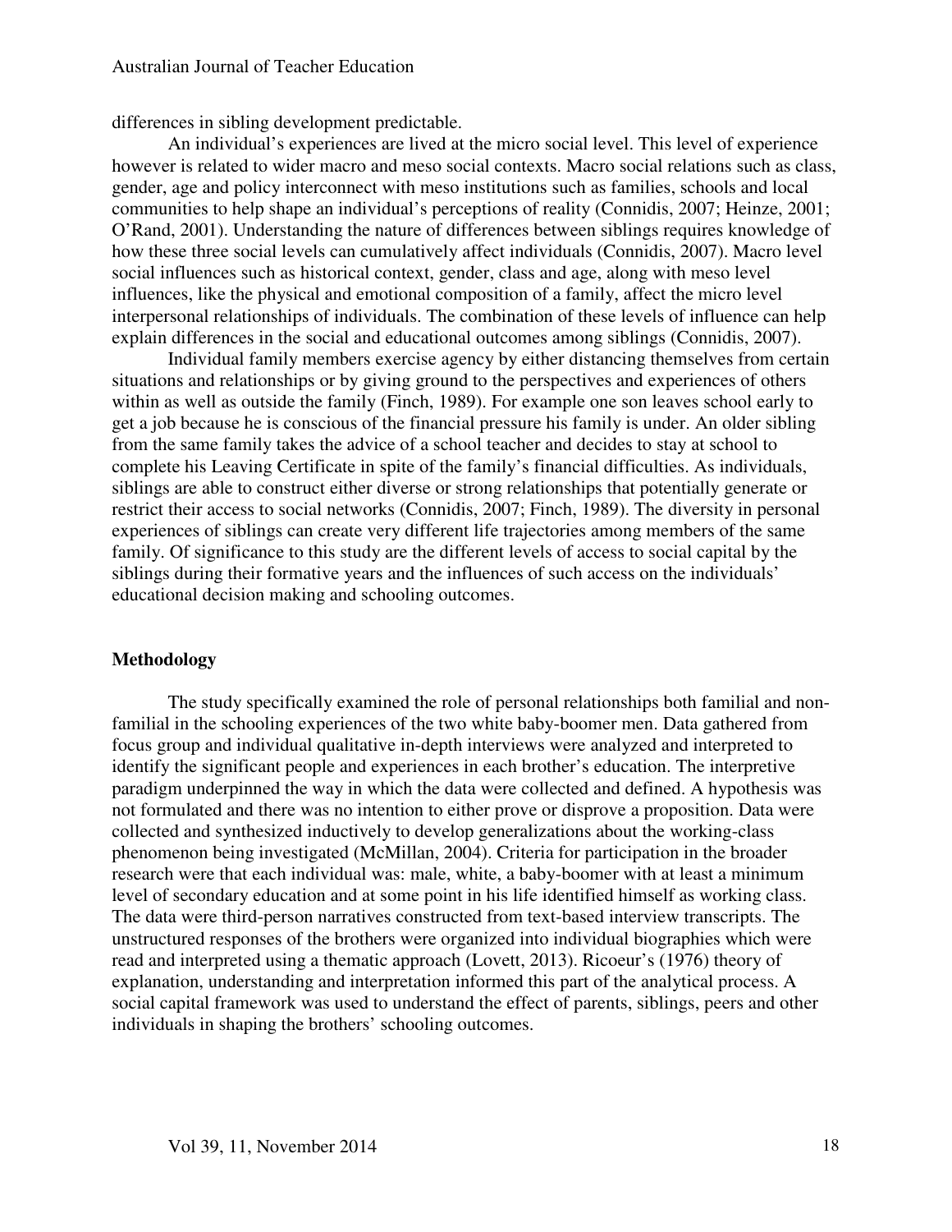differences in sibling development predictable.

An individual's experiences are lived at the micro social level. This level of experience however is related to wider macro and meso social contexts. Macro social relations such as class, gender, age and policy interconnect with meso institutions such as families, schools and local communities to help shape an individual's perceptions of reality (Connidis, 2007; Heinze, 2001; O'Rand, 2001). Understanding the nature of differences between siblings requires knowledge of how these three social levels can cumulatively affect individuals (Connidis, 2007). Macro level social influences such as historical context, gender, class and age, along with meso level influences, like the physical and emotional composition of a family, affect the micro level interpersonal relationships of individuals. The combination of these levels of influence can help explain differences in the social and educational outcomes among siblings (Connidis, 2007).

Individual family members exercise agency by either distancing themselves from certain situations and relationships or by giving ground to the perspectives and experiences of others within as well as outside the family (Finch, 1989). For example one son leaves school early to get a job because he is conscious of the financial pressure his family is under. An older sibling from the same family takes the advice of a school teacher and decides to stay at school to complete his Leaving Certificate in spite of the family's financial difficulties. As individuals, siblings are able to construct either diverse or strong relationships that potentially generate or restrict their access to social networks (Connidis, 2007; Finch, 1989). The diversity in personal experiences of siblings can create very different life trajectories among members of the same family. Of significance to this study are the different levels of access to social capital by the siblings during their formative years and the influences of such access on the individuals' educational decision making and schooling outcomes.

## Methodology

The study specifically examined the role of personal relationships both familial and non-familial in the schooling experiences of the two white baby-boomer men. Data gathered from focus group and individual qualitative in-depth interviews were analyzed and interpreted to identify the significant people and experiences in each brother's education. The interpretive paradigm underpinned the way in which the data were collected and defined. A hypothesis was not formulated and there was no intention to either prove or disprove a proposition. Data were collected and synthesized inductively to develop generalizations about the working-class phenomenon being investigated (McMillan, 2004). Criteria for participation in the broader research were that each individual was: male, white, a baby-boomer with at least a minimum level of secondary education and at some point in his life identified himself as working class. The data were third-person narratives constructed from text-based interview transcripts. The unstructured responses of the brothers were organized into individual biographies which were read and interpreted using a thematic approach (Lovett, 2013). Ricoeur's (1976) theory of explanation, understanding and interpretation informed this part of the analytical process. A social capital framework was used to understand the effect of parents, siblings, peers and other individuals in shaping the brothers' schooling outcomes.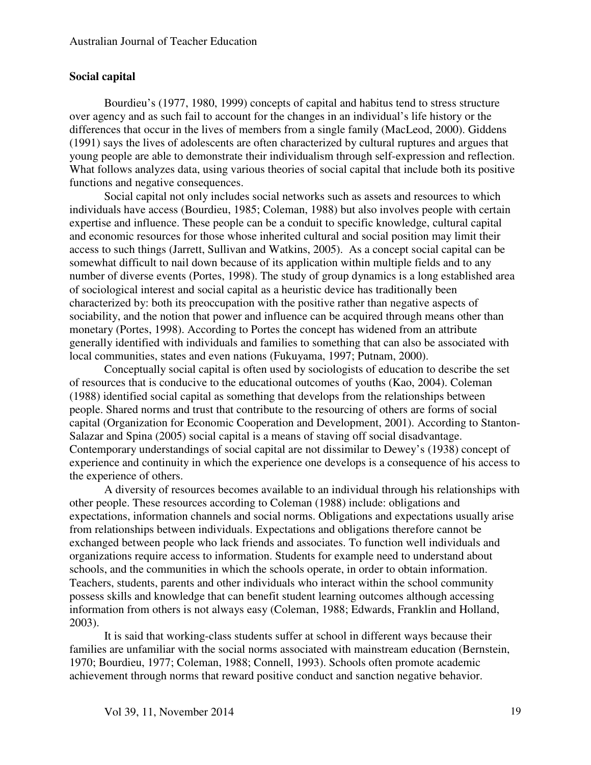## Social capital

Bourdieu's (1977, 1980, 1999) concepts of capital and habitus tend to stress structure over agency and as such fail to account for the changes in an individual's life history or the differences that occur in the lives of members from a single family (MacLeod, 2000). Giddens (1991) says the lives of adolescents are often characterized by cultural ruptures and argues that young people are able to demonstrate their individualism through self-expression and reflection. What follows analyzes data, using various theories of social capital that include both its positive functions and negative consequences.

Social capital not only includes social networks such as assets and resources to which individuals have access (Bourdieu, 1985; Coleman, 1988) but also involves people with certain expertise and influence. These people can be a conduit to specific knowledge, cultural capital and economic resources for those whose inherited cultural and social position may limit their access to such things (Jarrett, Sullivan and Watkins, 2005). As a concept social capital can be somewhat difficult to nail down because of its application within multiple fields and to any number of diverse events (Portes, 1998). The study of group dynamics is a long established area of sociological interest and social capital as a heuristic device has traditionally been characterized by: both its preoccupation with the positive rather than negative aspects of sociability, and the notion that power and influence can be acquired through means other than monetary (Portes, 1998). According to Portes the concept has widened from an attribute generally identified with individuals and families to something that can also be associated with local communities, states and even nations (Fukuyama, 1997; Putnam, 2000).

Conceptually social capital is often used by sociologists of education to describe the set of resources that is conducive to the educational outcomes of youths (Kao, 2004). Coleman (1988) identified social capital as something that develops from the relationships between people. Shared norms and trust that contribute to the resourcing of others are forms of social capital (Organization for Economic Cooperation and Development, 2001). According to Stanton-Salazar and Spina (2005) social capital is a means of staving off social disadvantage. Contemporary understandings of social capital are not dissimilar to Dewey's (1938) concept of experience and continuity in which the experience one develops is a consequence of his access to the experience of others.

A diversity of resources becomes available to an individual through his relationships with other people. These resources according to Coleman (1988) include: obligations and expectations, information channels and social norms. Obligations and expectations usually arise from relationships between individuals. Expectations and obligations therefore cannot be exchanged between people who lack friends and associates. To function well individuals and organizations require access to information. Students for example need to understand about schools, and the communities in which the schools operate, in order to obtain information. Teachers, students, parents and other individuals who interact within the school community possess skills and knowledge that can benefit student learning outcomes although accessing information from others is not always easy (Coleman, 1988; Edwards, Franklin and Holland, 2003).

It is said that working-class students suffer at school in different ways because their families are unfamiliar with the social norms associated with mainstream education (Bernstein, 1970; Bourdieu, 1977; Coleman, 1988; Connell, 1993). Schools often promote academic achievement through norms that reward positive conduct and sanction negative behavior.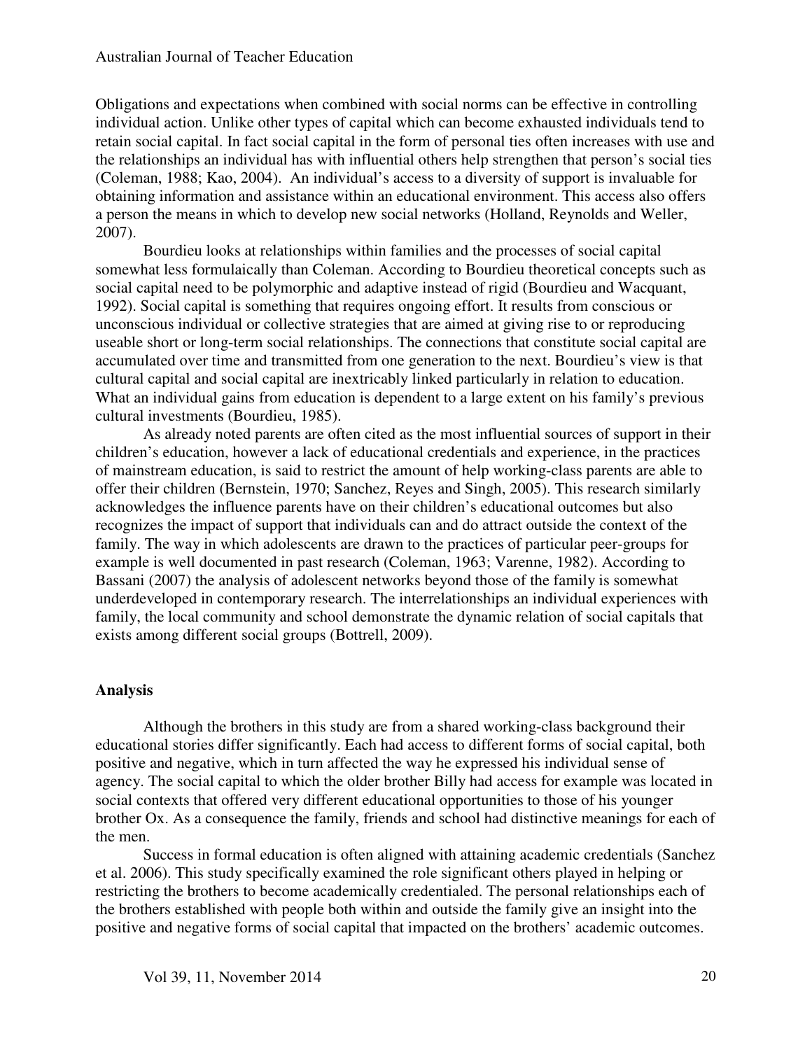Obligations and expectations when combined with social norms can be effective in controlling individual action. Unlike other types of capital which can become exhausted individuals tend to retain social capital. In fact social capital in the form of personal ties often increases with use and the relationships an individual has with influential others help strengthen that person's social ties (Coleman, 1988; Kao, 2004). An individual's access to a diversity of support is invaluable for obtaining information and assistance within an educational environment. This access also offers a person the means in which to develop new social networks (Holland, Reynolds and Weller, 2007).

Bourdieu looks at relationships within families and the processes of social capital somewhat less formulaically than Coleman. According to Bourdieu theoretical concepts such as social capital need to be polymorphic and adaptive instead of rigid (Bourdieu and Wacquant, 1992). Social capital is something that requires ongoing effort. It results from conscious or unconscious individual or collective strategies that are aimed at giving rise to or reproducing useable short or long-term social relationships. The connections that constitute social capital are accumulated over time and transmitted from one generation to the next. Bourdieu's view is that cultural capital and social capital are inextricably linked particularly in relation to education. What an individual gains from education is dependent to a large extent on his family's previous cultural investments (Bourdieu, 1985).

As already noted parents are often cited as the most influential sources of support in their children's education, however a lack of educational credentials and experience, in the practices of mainstream education, is said to restrict the amount of help working-class parents are able to offer their children (Bernstein, 1970; Sanchez, Reyes and Singh, 2005). This research similarly acknowledges the influence parents have on their children's educational outcomes but also recognizes the impact of support that individuals can and do attract outside the context of the family. The way in which adolescents are drawn to the practices of particular peer-groups for example is well documented in past research (Coleman, 1963; Varenne, 1982). According to Bassani (2007) the analysis of adolescent networks beyond those of the family is somewhat underdeveloped in contemporary research. The interrelationships an individual experiences with family, the local community and school demonstrate the dynamic relation of social capitals that exists among different social groups (Bottrell, 2009).

## Analysis

Although the brothers in this study are from a shared working-class background their educational stories differ significantly. Each had access to different forms of social capital, both positive and negative, which in turn affected the way he expressed his individual sense of agency. The social capital to which the older brother Billy had access for example was located in social contexts that offered very different educational opportunities to those of his younger brother Ox. As a consequence the family, friends and school had distinctive meanings for each of the men.

Success in formal education is often aligned with attaining academic credentials (Sanchez et al. 2006). This study specifically examined the role significant others played in helping or restricting the brothers to become academically credentialed. The personal relationships each of the brothers established with people both within and outside the family give an insight into the positive and negative forms of social capital that impacted on the brothers' academic outcomes.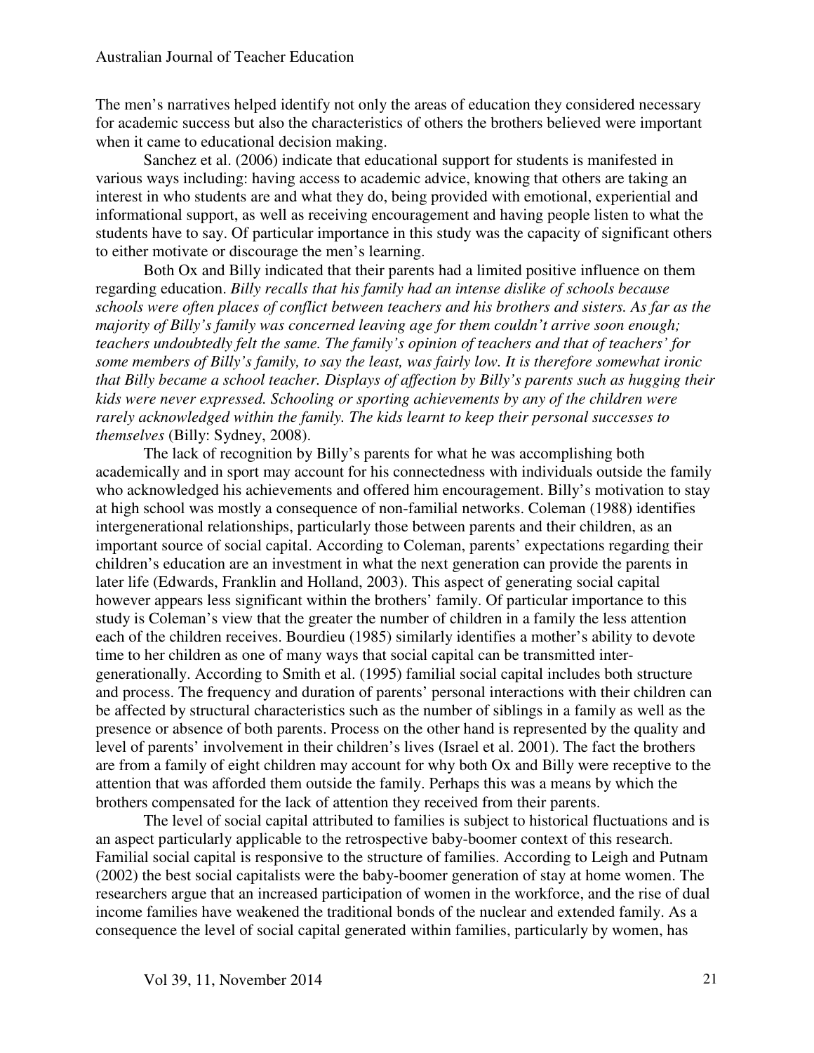The men's narratives helped identify not only the areas of education they considered necessary for academic success but also the characteristics of others the brothers believed were important when it came to educational decision making.

Sanchez et al. (2006) indicate that educational support for students is manifested in various ways including: having access to academic advice, knowing that others are taking an interest in who students are and what they do, being provided with emotional, experiential and informational support, as well as receiving encouragement and having people listen to what the students have to say. Of particular importance in this study was the capacity of significant others to either motivate or discourage the men's learning.

Both Ox and Billy indicated that their parents had a limited positive influence on them regarding education. *Billy recalls that his family had an intense dislike of schools because schools were often places of conflict between teachers and his brothers and sisters. As far as the majority of Billy's family was concerned leaving age for them couldn't arrive soon enough; teachers undoubtedly felt the same. The family's opinion of teachers and that of teachers' for some members of Billy's family, to say the least, was fairly low. It is therefore somewhat ironic that Billy became a school teacher. Displays of affection by Billy's parents such as hugging their kids were never expressed. Schooling or sporting achievements by any of the children were rarely acknowledged within the family. The kids learnt to keep their personal successes to themselves* (Billy: Sydney, 2008).

The lack of recognition by Billy's parents for what he was accomplishing both academically and in sport may account for his connectedness with individuals outside the family who acknowledged his achievements and offered him encouragement. Billy's motivation to stay at high school was mostly a consequence of non-familial networks. Coleman (1988) identifies intergenerational relationships, particularly those between parents and their children, as an important source of social capital. According to Coleman, parents' expectations regarding their children's education are an investment in what the next generation can provide the parents in later life (Edwards, Franklin and Holland, 2003). This aspect of generating social capital however appears less significant within the brothers' family. Of particular importance to this study is Coleman's view that the greater the number of children in a family the less attention each of the children receives. Bourdieu (1985) similarly identifies a mother's ability to devote time to her children as one of many ways that social capital can be transmitted inter-generationally. According to Smith et al. (1995) familial social capital includes both structure and process. The frequency and duration of parents' personal interactions with their children can be affected by structural characteristics such as the number of siblings in a family as well as the presence or absence of both parents. Process on the other hand is represented by the quality and level of parents' involvement in their children's lives (Israel et al. 2001). The fact the brothers are from a family of eight children may account for why both Ox and Billy were receptive to the attention that was afforded them outside the family. Perhaps this was a means by which the brothers compensated for the lack of attention they received from their parents.

The level of social capital attributed to families is subject to historical fluctuations and is an aspect particularly applicable to the retrospective baby-boomer context of this research. Familial social capital is responsive to the structure of families. According to Leigh and Putnam (2002) the best social capitalists were the baby-boomer generation of stay at home women. The researchers argue that an increased participation of women in the workforce, and the rise of dual income families have weakened the traditional bonds of the nuclear and extended family. As a consequence the level of social capital generated within families, particularly by women, has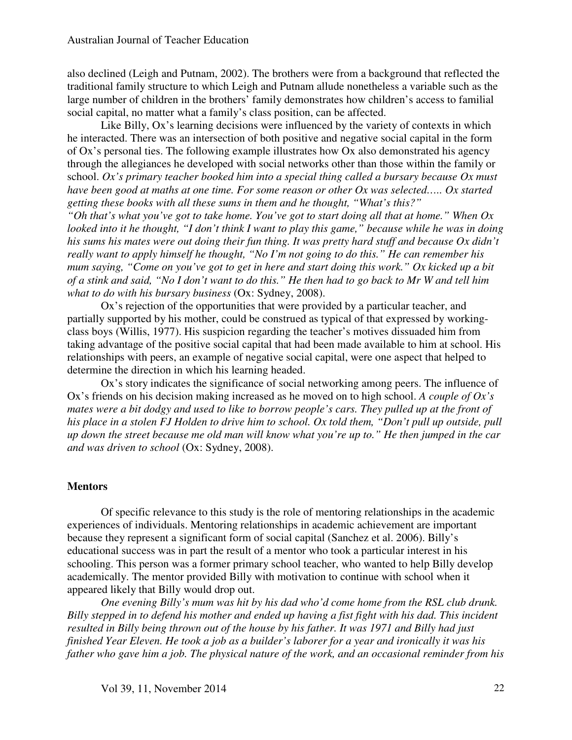also declined (Leigh and Putnam, 2002). The brothers were from a background that reflected the traditional family structure to which Leigh and Putnam allude nonetheless a variable such as the large number of children in the brothers' family demonstrates how children's access to familial social capital, no matter what a family's class position, can be affected.

Like Billy, Ox's learning decisions were influenced by the variety of contexts in which he interacted. There was an intersection of both positive and negative social capital in the form of Ox's personal ties. The following example illustrates how Ox also demonstrated his agency through the allegiances he developed with social networks other than those within the family or school. *Ox's primary teacher booked him into a special thing called a bursary because Ox must have been good at maths at one time. For some reason or other Ox was selected….. Ox started getting these books with all these sums in them and he thought, "What's this?" "Oh that's what you've got to take home. You've got to start doing all that at home." When Ox looked into it he thought, "I don't think I want to play this game," because while he was in doing his sums his mates were out doing their fun thing. It was pretty hard stuff and because Ox didn't really want to apply himself he thought, "No I'm not going to do this." He can remember his mum saying, "Come on you've got to get in here and start doing this work." Ox kicked up a bit of a stink and said, "No I don't want to do this." He then had to go back to Mr W and tell him what to do with his bursary business* (Ox: Sydney, 2008).

Ox's rejection of the opportunities that were provided by a particular teacher, and partially supported by his mother, could be construed as typical of that expressed by working-class boys (Willis, 1977). His suspicion regarding the teacher's motives dissuaded him from taking advantage of the positive social capital that had been made available to him at school. His relationships with peers, an example of negative social capital, were one aspect that helped to determine the direction in which his learning headed.

Ox's story indicates the significance of social networking among peers. The influence of Ox's friends on his decision making increased as he moved on to high school. *A couple of Ox's mates were a bit dodgy and used to like to borrow people's cars. They pulled up at the front of his place in a stolen FJ Holden to drive him to school. Ox told them, "Don't pull up outside, pull up down the street because me old man will know what you're up to." He then jumped in the car and was driven to school* (Ox: Sydney, 2008).

## Mentors

Of specific relevance to this study is the role of mentoring relationships in the academic experiences of individuals. Mentoring relationships in academic achievement are important because they represent a significant form of social capital (Sanchez et al. 2006). Billy's educational success was in part the result of a mentor who took a particular interest in his schooling. This person was a former primary school teacher, who wanted to help Billy develop academically. The mentor provided Billy with motivation to continue with school when it appeared likely that Billy would drop out.

*One evening Billy's mum was hit by his dad who'd come home from the RSL club drunk. Billy stepped in to defend his mother and ended up having a fist fight with his dad. This incident resulted in Billy being thrown out of the house by his father. It was 1971 and Billy had just finished Year Eleven. He took a job as a builder's laborer for a year and ironically it was his father who gave him a job. The physical nature of the work, and an occasional reminder from his*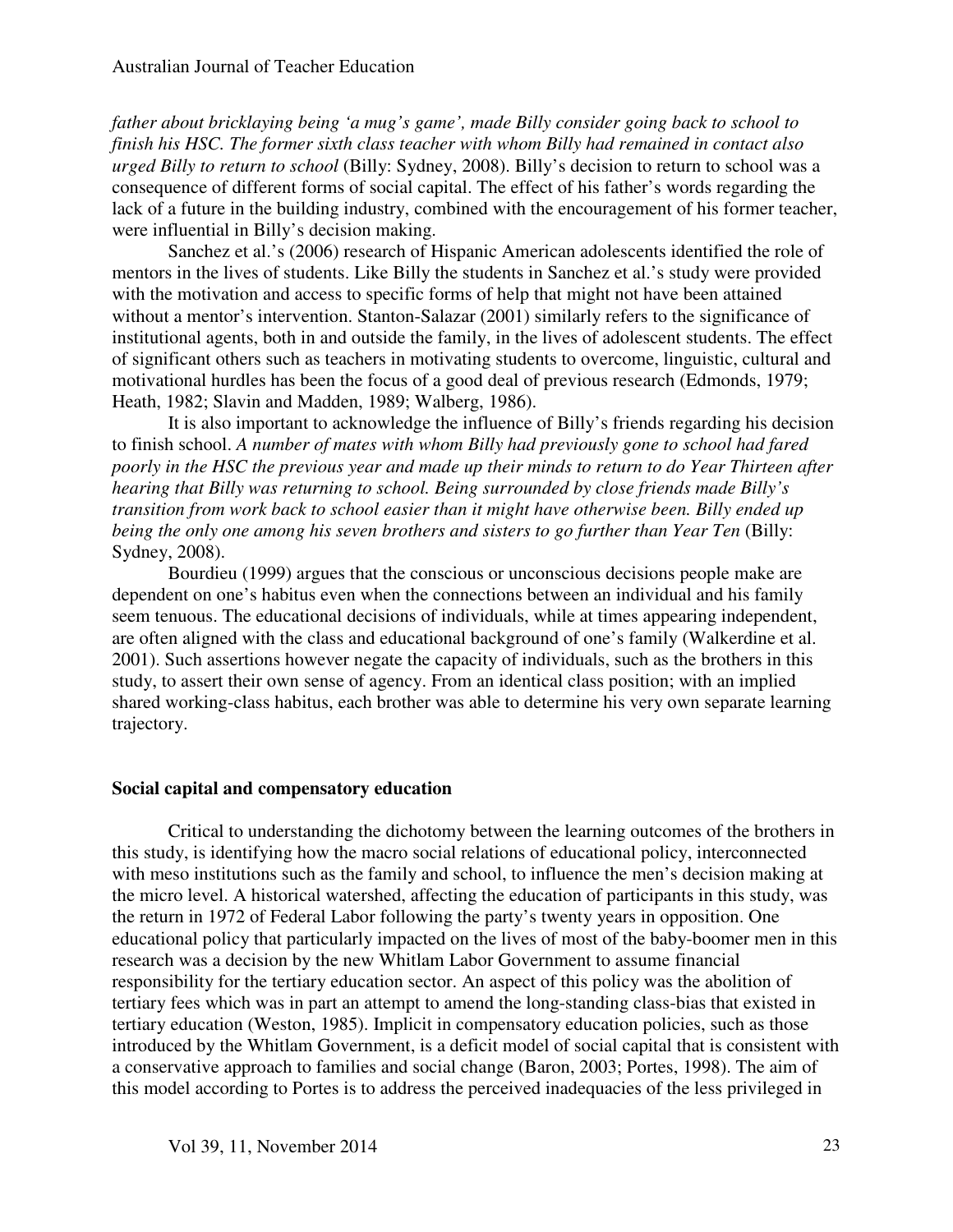*father about bricklaying being 'a mug's game', made Billy consider going back to school to finish his HSC. The former sixth class teacher with whom Billy had remained in contact also urged Billy to return to school* (Billy: Sydney, 2008). Billy's decision to return to school was a consequence of different forms of social capital. The effect of his father's words regarding the lack of a future in the building industry, combined with the encouragement of his former teacher, were influential in Billy's decision making.

Sanchez et al.'s (2006) research of Hispanic American adolescents identified the role of mentors in the lives of students. Like Billy the students in Sanchez et al.'s study were provided with the motivation and access to specific forms of help that might not have been attained without a mentor's intervention. Stanton-Salazar (2001) similarly refers to the significance of institutional agents, both in and outside the family, in the lives of adolescent students. The effect of significant others such as teachers in motivating students to overcome, linguistic, cultural and motivational hurdles has been the focus of a good deal of previous research (Edmonds, 1979; Heath, 1982; Slavin and Madden, 1989; Walberg, 1986).

It is also important to acknowledge the influence of Billy's friends regarding his decision to finish school. *A number of mates with whom Billy had previously gone to school had fared poorly in the HSC the previous year and made up their minds to return to do Year Thirteen after hearing that Billy was returning to school. Being surrounded by close friends made Billy's transition from work back to school easier than it might have otherwise been. Billy ended up being the only one among his seven brothers and sisters to go further than Year Ten* (Billy: Sydney, 2008).

Bourdieu (1999) argues that the conscious or unconscious decisions people make are dependent on one's habitus even when the connections between an individual and his family seem tenuous. The educational decisions of individuals, while at times appearing independent, are often aligned with the class and educational background of one's family (Walkerdine et al. 2001). Such assertions however negate the capacity of individuals, such as the brothers in this study, to assert their own sense of agency. From an identical class position; with an implied shared working-class habitus, each brother was able to determine his very own separate learning trajectory.

## Social capital and compensatory education

Critical to understanding the dichotomy between the learning outcomes of the brothers in this study, is identifying how the macro social relations of educational policy, interconnected with meso institutions such as the family and school, to influence the men's decision making at the micro level. A historical watershed, affecting the education of participants in this study, was the return in 1972 of Federal Labor following the party's twenty years in opposition. One educational policy that particularly impacted on the lives of most of the baby-boomer men in this research was a decision by the new Whitlam Labor Government to assume financial responsibility for the tertiary education sector. An aspect of this policy was the abolition of tertiary fees which was in part an attempt to amend the long-standing class-bias that existed in tertiary education (Weston, 1985). Implicit in compensatory education policies, such as those introduced by the Whitlam Government, is a deficit model of social capital that is consistent with a conservative approach to families and social change (Baron, 2003; Portes, 1998). The aim of this model according to Portes is to address the perceived inadequacies of the less privileged in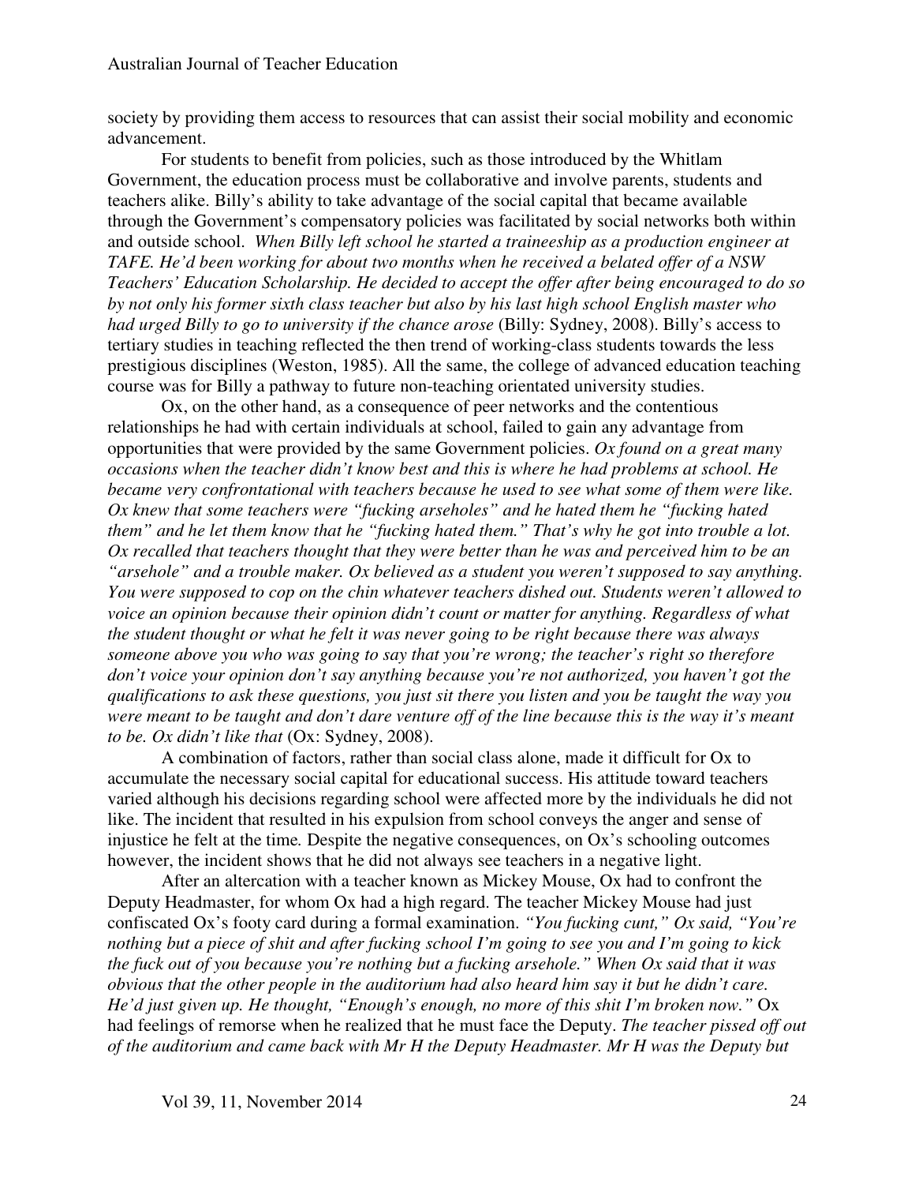society by providing them access to resources that can assist their social mobility and economic advancement.

For students to benefit from policies, such as those introduced by the Whitlam Government, the education process must be collaborative and involve parents, students and teachers alike. Billy's ability to take advantage of the social capital that became available through the Government's compensatory policies was facilitated by social networks both within and outside school. *When Billy left school he started a traineeship as a production engineer at TAFE. He'd been working for about two months when he received a belated offer of a NSW Teachers' Education Scholarship. He decided to accept the offer after being encouraged to do so by not only his former sixth class teacher but also by his last high school English master who had urged Billy to go to university if the chance arose* (Billy: Sydney, 2008). Billy's access to tertiary studies in teaching reflected the then trend of working-class students towards the less prestigious disciplines (Weston, 1985). All the same, the college of advanced education teaching course was for Billy a pathway to future non-teaching orientated university studies.

Ox, on the other hand, as a consequence of peer networks and the contentious relationships he had with certain individuals at school, failed to gain any advantage from opportunities that were provided by the same Government policies. *Ox found on a great many occasions when the teacher didn't know best and this is where he had problems at school. He became very confrontational with teachers because he used to see what some of them were like. Ox knew that some teachers were "fucking arseholes" and he hated them he "fucking hated them" and he let them know that he "fucking hated them." That's why he got into trouble a lot. Ox recalled that teachers thought that they were better than he was and perceived him to be an "arsehole" and a trouble maker. Ox believed as a student you weren't supposed to say anything. You were supposed to cop on the chin whatever teachers dished out. Students weren't allowed to voice an opinion because their opinion didn't count or matter for anything. Regardless of what the student thought or what he felt it was never going to be right because there was always someone above you who was going to say that you're wrong; the teacher's right so therefore don't voice your opinion don't say anything because you're not authorized, you haven't got the qualifications to ask these questions, you just sit there you listen and you be taught the way you were meant to be taught and don't dare venture off of the line because this is the way it's meant to be. Ox didn't like that* (Ox: Sydney, 2008).

A combination of factors, rather than social class alone, made it difficult for Ox to accumulate the necessary social capital for educational success. His attitude toward teachers varied although his decisions regarding school were affected more by the individuals he did not like. The incident that resulted in his expulsion from school conveys the anger and sense of injustice he felt at the time. Despite the negative consequences, on Ox's schooling outcomes however, the incident shows that he did not always see teachers in a negative light.

After an altercation with a teacher known as Mickey Mouse, Ox had to confront the Deputy Headmaster, for whom Ox had a high regard. The teacher Mickey Mouse had just confiscated Ox's footy card during a formal examination. *"You fucking cunt," Ox said, "You're nothing but a piece of shit and after fucking school I'm going to see you and I'm going to kick the fuck out of you because you're nothing but a fucking arsehole." When Ox said that it was obvious that the other people in the auditorium had also heard him say it but he didn't care. He'd just given up. He thought, "Enough's enough, no more of this shit I'm broken now."* Ox had feelings of remorse when he realized that he must face the Deputy. *The teacher pissed off out of the auditorium and came back with Mr H the Deputy Headmaster. Mr H was the Deputy but*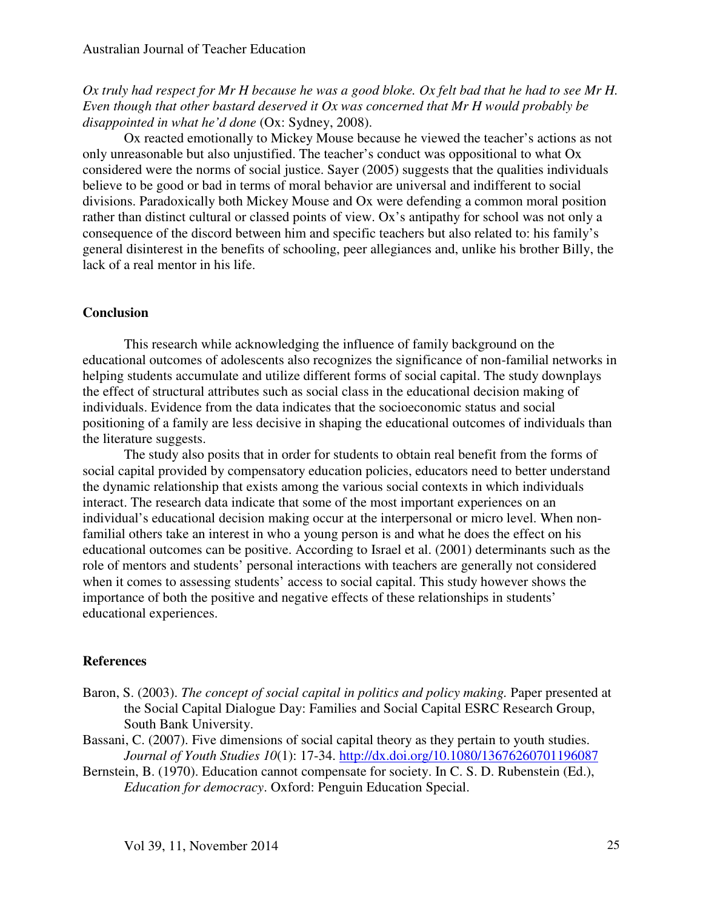*Ox truly had respect for Mr H because he was a good bloke. Ox felt bad that he had to see Mr H. Even though that other bastard deserved it Ox was concerned that Mr H would probably be disappointed in what he'd done* (Ox: Sydney, 2008).

Ox reacted emotionally to Mickey Mouse because he viewed the teacher's actions as not only unreasonable but also unjustified. The teacher's conduct was oppositional to what Ox considered were the norms of social justice. Sayer (2005) suggests that the qualities individuals believe to be good or bad in terms of moral behavior are universal and indifferent to social divisions. Paradoxically both Mickey Mouse and Ox were defending a common moral position rather than distinct cultural or classed points of view. Ox's antipathy for school was not only a consequence of the discord between him and specific teachers but also related to: his family's general disinterest in the benefits of schooling, peer allegiances and, unlike his brother Billy, the lack of a real mentor in his life.

## Conclusion

This research while acknowledging the influence of family background on the educational outcomes of adolescents also recognizes the significance of non-familial networks in helping students accumulate and utilize different forms of social capital. The study downplays the effect of structural attributes such as social class in the educational decision making of individuals. Evidence from the data indicates that the socioeconomic status and social positioning of a family are less decisive in shaping the educational outcomes of individuals than the literature suggests.

The study also posits that in order for students to obtain real benefit from the forms of social capital provided by compensatory education policies, educators need to better understand the dynamic relationship that exists among the various social contexts in which individuals interact. The research data indicate that some of the most important experiences on an individual's educational decision making occur at the interpersonal or micro level. When non-familial others take an interest in who a young person is and what he does the effect on his educational outcomes can be positive. According to Israel et al. (2001) determinants such as the role of mentors and students' personal interactions with teachers are generally not considered when it comes to assessing students' access to social capital. This study however shows the importance of both the positive and negative effects of these relationships in students' educational experiences.

## References

Baron, S. (2003). *The concept of social capital in politics and policy making.* Paper presented at the Social Capital Dialogue Day: Families and Social Capital ESRC Research Group, South Bank University.

Bassani, C. (2007). Five dimensions of social capital theory as they pertain to youth studies. *Journal of Youth Studies 10*(1): 17-34. http://dx.doi.org/10.1080/13676260701196087

Bernstein, B. (1970). Education cannot compensate for society. In C. S. D. Rubenstein (Ed.), *Education for democracy*. Oxford: Penguin Education Special.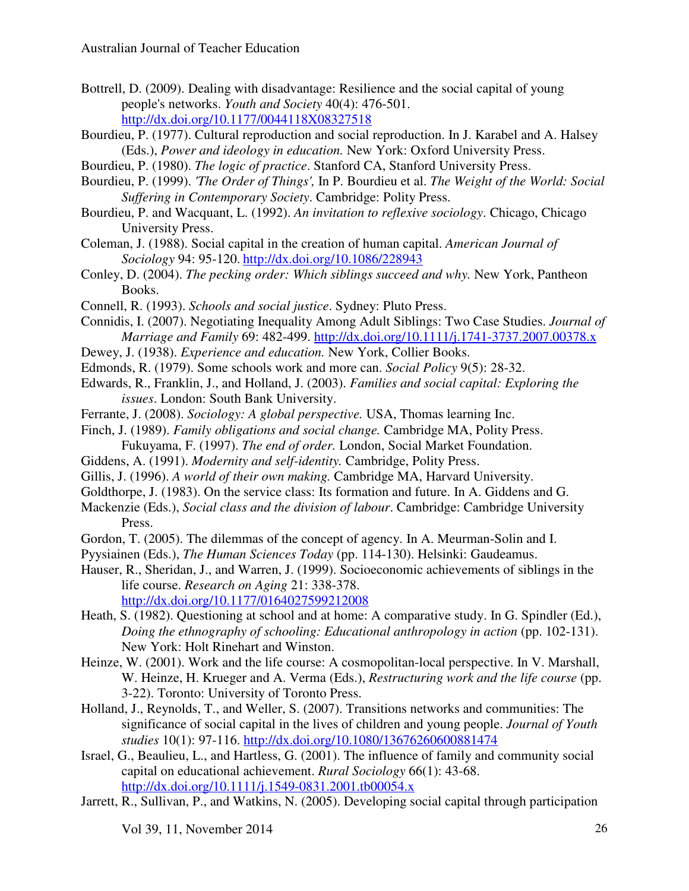Bottrell, D. (2009). Dealing with disadvantage: Resilience and the social capital of young people's networks. *Youth and Society* 40(4): 476-501. http://dx.doi.org/10.1177/0044118X08327518

Bourdieu, P. (1977). Cultural reproduction and social reproduction. In J. Karabel and A. Halsey (Eds.), *Power and ideology in education.* New York: Oxford University Press.

Bourdieu, P. (1980). *The logic of practice*. Stanford CA, Stanford University Press.

Bourdieu, P. (1999). *'The Order of Things',* In P. Bourdieu et al. *The Weight of the World: Social Suffering in Contemporary Society*. Cambridge: Polity Press.

Bourdieu, P. and Wacquant, L. (1992). *An invitation to reflexive sociology*. Chicago, Chicago University Press.

Coleman, J. (1988). Social capital in the creation of human capital. *American Journal of Sociology* 94: 95-120. http://dx.doi.org/10.1086/228943

Conley, D. (2004). *The pecking order: Which siblings succeed and why.* New York, Pantheon Books.

Connell, R. (1993). *Schools and social justice*. Sydney: Pluto Press.

Connidis, I. (2007). Negotiating Inequality Among Adult Siblings: Two Case Studies. *Journal of Marriage and Family* 69: 482-499. http://dx.doi.org/10.1111/j.1741-3737.2007.00378.x

Dewey, J. (1938). *Experience and education.* New York, Collier Books.

Edmonds, R. (1979). Some schools work and more can. *Social Policy* 9(5): 28-32.

Edwards, R., Franklin, J., and Holland, J. (2003). *Families and social capital: Exploring the issues*. London: South Bank University.

Ferrante, J. (2008). *Sociology: A global perspective.* USA, Thomas learning Inc.

Finch, J. (1989). *Family obligations and social change.* Cambridge MA, Polity Press.

Fukuyama, F. (1997). *The end of order.* London, Social Market Foundation.

Giddens, A. (1991). *Modernity and self-identity.* Cambridge, Polity Press.

Gillis, J. (1996). *A world of their own making.* Cambridge MA, Harvard University.

Goldthorpe, J. (1983). On the service class: Its formation and future. In A. Giddens and G. Mackenzie (Eds.), *Social class and the division of labour*. Cambridge: Cambridge University Press.

Gordon, T. (2005). The dilemmas of the concept of agency. In A. Meurman-Solin and I. Pyysiainen (Eds.), *The Human Sciences Today* (pp. 114-130). Helsinki: Gaudeamus.

Hauser, R., Sheridan, J., and Warren, J. (1999). Socioeconomic achievements of siblings in the life course. *Research on Aging* 21: 338-378. http://dx.doi.org/10.1177/0164027599212008

Heath, S. (1982). Questioning at school and at home: A comparative study. In G. Spindler (Ed.), *Doing the ethnography of schooling: Educational anthropology in action* (pp. 102-131). New York: Holt Rinehart and Winston.

Heinze, W. (2001). Work and the life course: A cosmopolitan-local perspective. In V. Marshall, W. Heinze, H. Krueger and A. Verma (Eds.), *Restructuring work and the life course* (pp. 3-22). Toronto: University of Toronto Press.

Holland, J., Reynolds, T., and Weller, S. (2007). Transitions networks and communities: The significance of social capital in the lives of children and young people. *Journal of Youth studies* 10(1): 97-116. http://dx.doi.org/10.1080/13676260600881474

Israel, G., Beaulieu, L., and Hartless, G. (2001). The influence of family and community social capital on educational achievement. *Rural Sociology* 66(1): 43-68. http://dx.doi.org/10.1111/j.1549-0831.2001.tb00054.x

Jarrett, R., Sullivan, P., and Watkins, N. (2005). Developing social capital through participation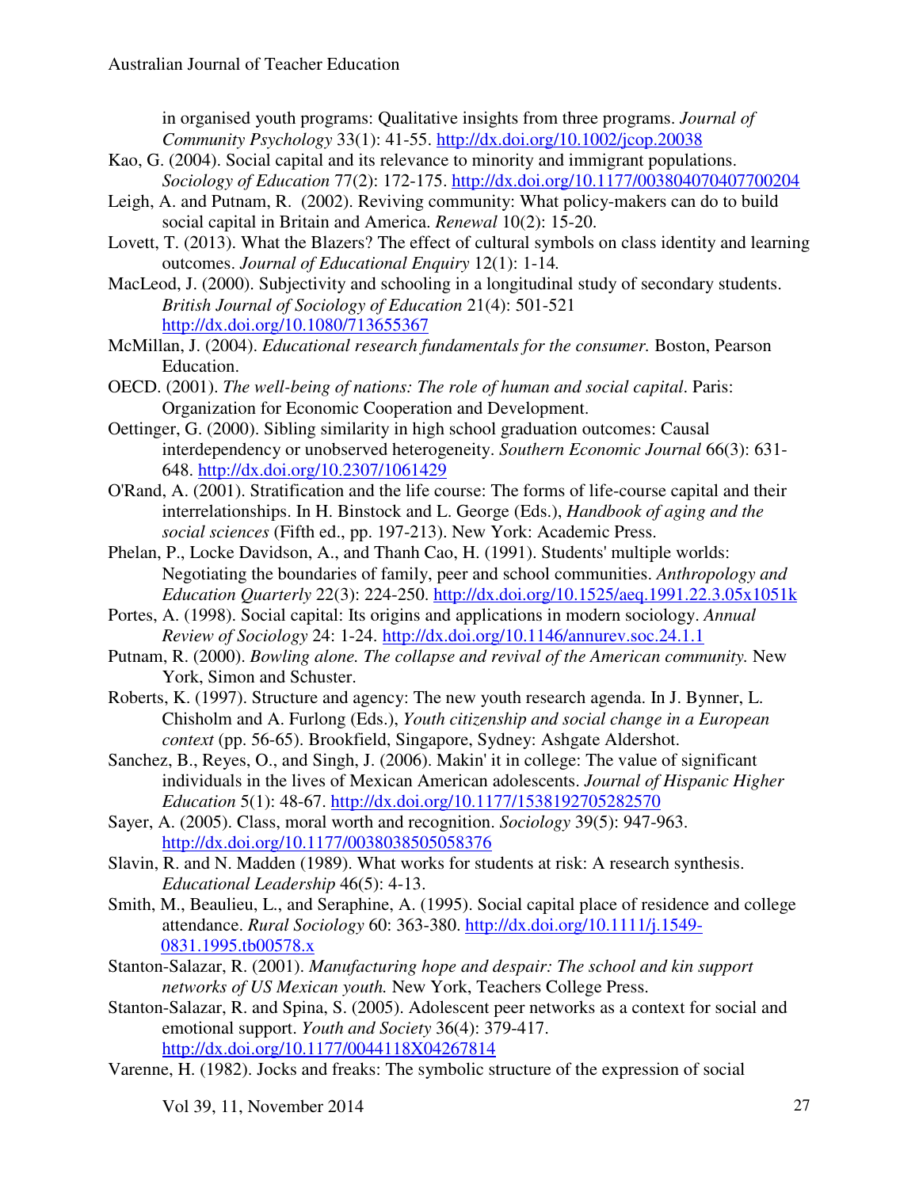in organised youth programs: Qualitative insights from three programs. *Journal of Community Psychology* 33(1): 41-55. http://dx.doi.org/10.1002/jcop.20038

Kao, G. (2004). Social capital and its relevance to minority and immigrant populations. *Sociology of Education* 77(2): 172-175. http://dx.doi.org/10.1177/003804070407700204

Leigh, A. and Putnam, R. (2002). Reviving community: What policy-makers can do to build social capital in Britain and America. *Renewal* 10(2): 15-20.

Lovett, T. (2013). What the Blazers? The effect of cultural symbols on class identity and learning outcomes. *Journal of Educational Enquiry* 12(1): 1-14.

MacLeod, J. (2000). Subjectivity and schooling in a longitudinal study of secondary students. *British Journal of Sociology of Education* 21(4): 501-521 http://dx.doi.org/10.1080/713655367

McMillan, J. (2004). *Educational research fundamentals for the consumer.* Boston, Pearson Education.

OECD. (2001). *The well-being of nations: The role of human and social capital*. Paris: Organization for Economic Cooperation and Development.

Oettinger, G. (2000). Sibling similarity in high school graduation outcomes: Causal interdependency or unobserved heterogeneity. *Southern Economic Journal* 66(3): 631-648. http://dx.doi.org/10.2307/1061429

O'Rand, A. (2001). Stratification and the life course: The forms of life-course capital and their interrelationships. In H. Binstock and L. George (Eds.), *Handbook of aging and the social sciences* (Fifth ed., pp. 197-213). New York: Academic Press.

Phelan, P., Locke Davidson, A., and Thanh Cao, H. (1991). Students' multiple worlds: Negotiating the boundaries of family, peer and school communities. *Anthropology and Education Quarterly* 22(3): 224-250. http://dx.doi.org/10.1525/aeq.1991.22.3.05x1051k

Portes, A. (1998). Social capital: Its origins and applications in modern sociology. *Annual Review of Sociology* 24: 1-24. http://dx.doi.org/10.1146/annurev.soc.24.1.1

Putnam, R. (2000). *Bowling alone. The collapse and revival of the American community.* New York, Simon and Schuster.

Roberts, K. (1997). Structure and agency: The new youth research agenda. In J. Bynner, L. Chisholm and A. Furlong (Eds.), *Youth citizenship and social change in a European context* (pp. 56-65). Brookfield, Singapore, Sydney: Ashgate Aldershot.

Sanchez, B., Reyes, O., and Singh, J. (2006). Makin' it in college: The value of significant individuals in the lives of Mexican American adolescents. *Journal of Hispanic Higher Education* 5(1): 48-67. http://dx.doi.org/10.1177/1538192705282570

Sayer, A. (2005). Class, moral worth and recognition. *Sociology* 39(5): 947-963. http://dx.doi.org/10.1177/0038038505058376

Slavin, R. and N. Madden (1989). What works for students at risk: A research synthesis. *Educational Leadership* 46(5): 4-13.

Smith, M., Beaulieu, L., and Seraphine, A. (1995). Social capital place of residence and college attendance. *Rural Sociology* 60: 363-380. http://dx.doi.org/10.1111/j.1549-0831.1995.tb00578.x

Stanton-Salazar, R. (2001). *Manufacturing hope and despair: The school and kin support networks of US Mexican youth.* New York, Teachers College Press.

Stanton-Salazar, R. and Spina, S. (2005). Adolescent peer networks as a context for social and emotional support. *Youth and Society* 36(4): 379-417. http://dx.doi.org/10.1177/0044118X04267814

Varenne, H. (1982). Jocks and freaks: The symbolic structure of the expression of social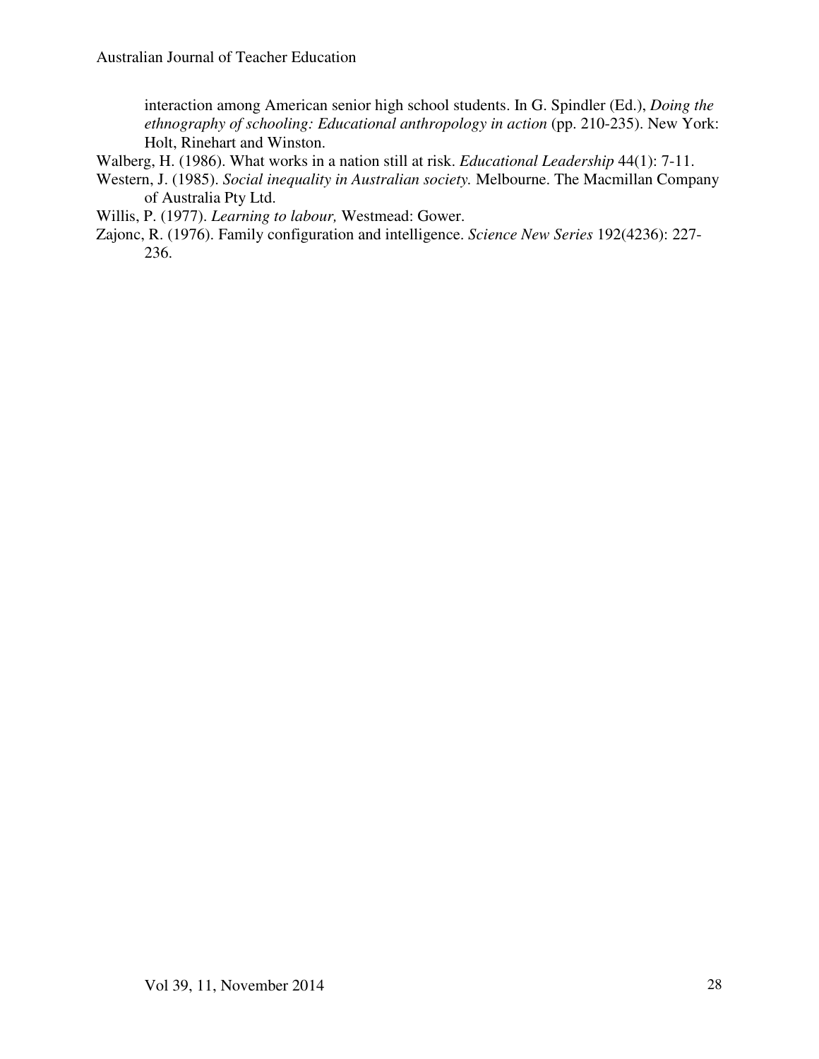interaction among American senior high school students. In G. Spindler (Ed.), *Doing the ethnography of schooling: Educational anthropology in action* (pp. 210-235). New York: Holt, Rinehart and Winston.

Walberg, H. (1986). What works in a nation still at risk. *Educational Leadership* 44(1): 7-11.

Western, J. (1985). *Social inequality in Australian society.* Melbourne. The Macmillan Company of Australia Pty Ltd.

Willis, P. (1977). *Learning to labour,* Westmead: Gower.

Zajonc, R. (1976). Family configuration and intelligence. *Science New Series* 192(4236): 227-236.